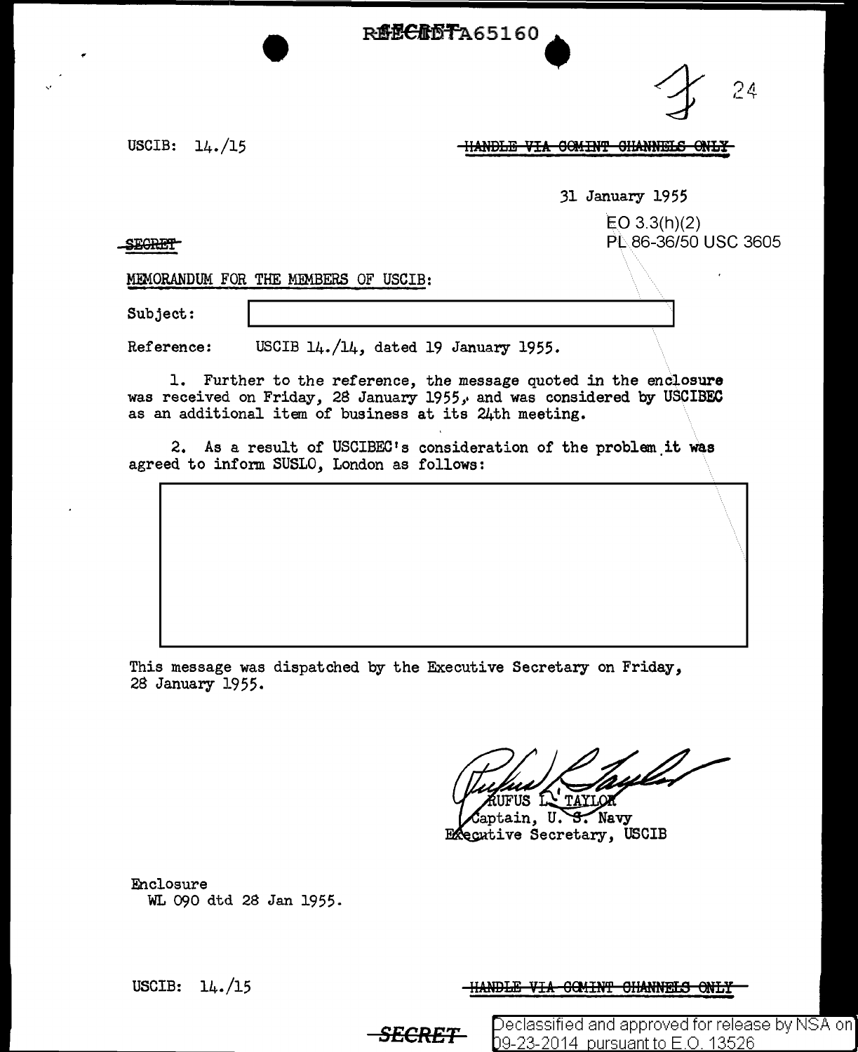REF ID:A65160

24

USCIB: 14./15

~~HANDLE VIA COMINT CHANNELS ONLY~~

31 January 1955

EO 3.3(h)(2)
PL 86-36/50 USC 3605

~~SECRET~~

MEMORANDUM FOR THE MEMBERS OF USCIB:

Subject: [redacted]

Reference: USCIB 14./14, dated 19 January 1955.

1. Further to the reference, the message quoted in the enclosure was received on Friday, 28 January 1955, and was considered by USCIBEC as an additional item of business at its 24th meeting.

2. As a result of USCIBEC's consideration of the problem it was agreed to inform SUSLO, London as follows:

[redacted]

This message was dispatched by the Executive Secretary on Friday, 28 January 1955.

RUFUS L. TAYLOR
Captain, U. S. Navy
Executive Secretary, USCIB

Enclosure
WL 090 dtd 28 Jan 1955.

USCIB: 14./15

~~HANDLE VIA COMINT CHANNELS ONLY~~

~~SECRET~~

Declassified and approved for release by NSA on 09-23-2014 pursuant to E.O. 13526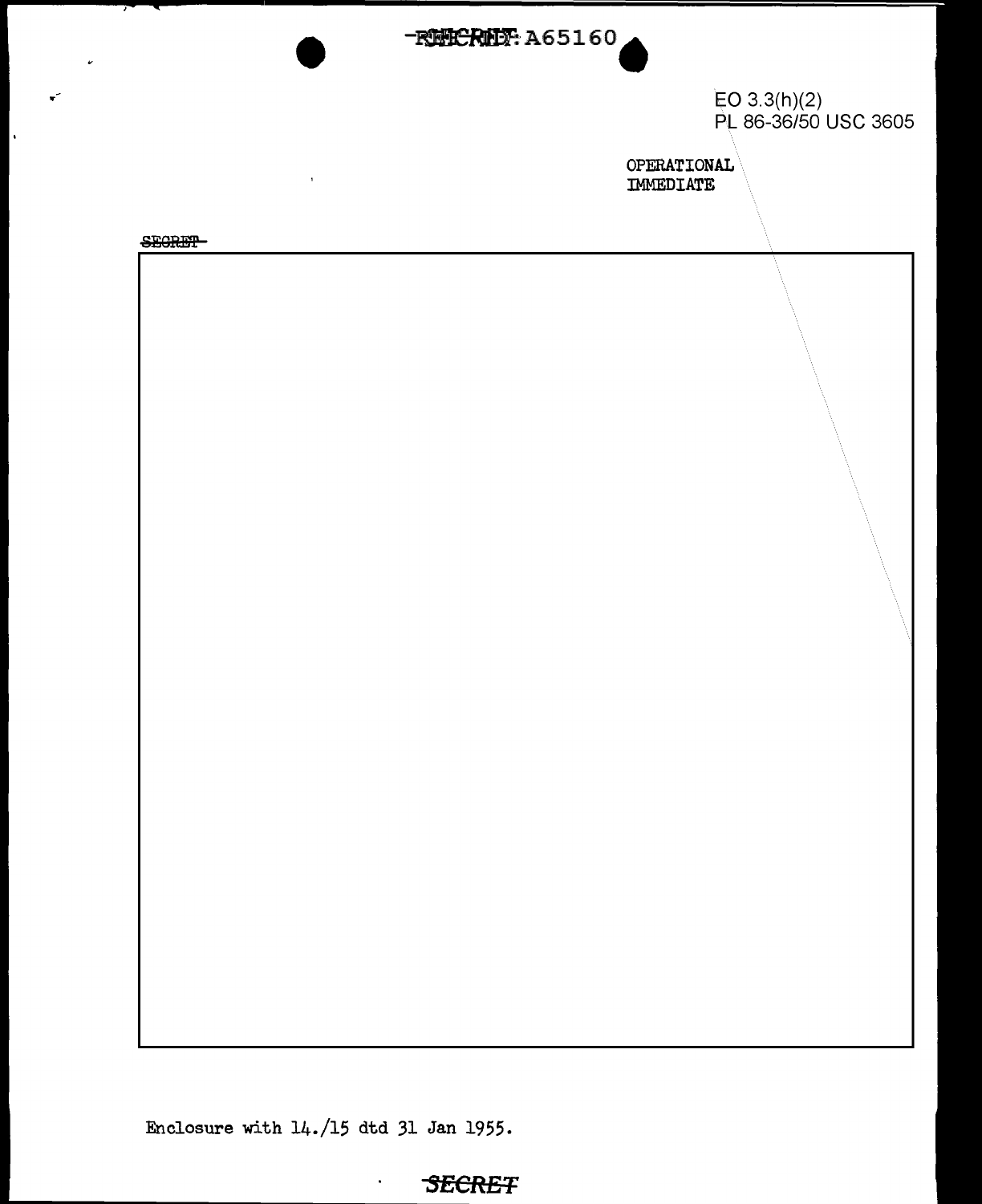REF ID: A65160

EO 3.3(h)(2)
PL 86-36/50 USC 3605

OPERATIONAL
IMMEDIATE

SECRET

Enclosure with 14./15 dtd 31 Jan 1955.

SECRET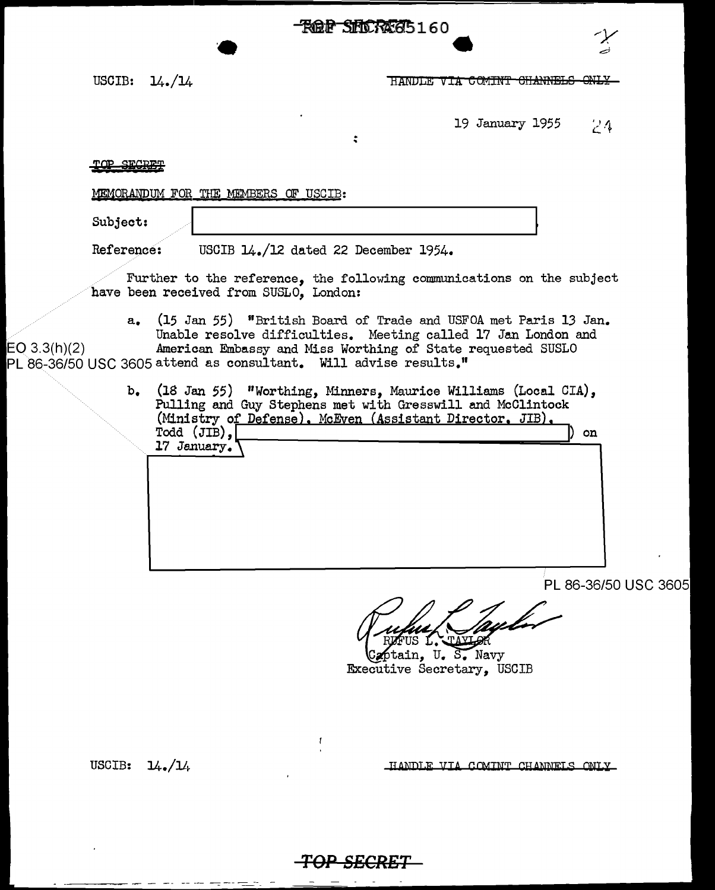USCIB: 14./14

~~HANDLE VIA COMINT CHANNELS ONLY~~

19 January 1955

~~TOP SECRET~~

MEMORANDUM FOR THE MEMBERS OF USCIB:

Subject: [REDACTED]

Reference: USCIB 14./12 dated 22 December 1954.

Further to the reference, the following communications on the subject have been received from SUSLO, London:

a. (15 Jan 55) "British Board of Trade and USFOA met Paris 13 Jan. Unable resolve difficulties. Meeting called 17 Jan London and American Embassy and Miss Worthing of State requested SUSLO attend as consultant. Will advise results."

EO 3.3(h)(2)
PL 86-36/50 USC 3605

b. (18 Jan 55) "Worthing, Minners, Maurice Williams (Local CIA), Pulling and Guy Stephens met with Gresswill and McClintock (Ministry of Defense). McEven (Assistant Director, JIB), Todd (JIB), [REDACTED]) on 17 January. [REDACTED]

PL 86-36/50 USC 3605

RUFUS L. TAYLOR
Captain, U. S. Navy
Executive Secretary, USCIB

USCIB: 14./14

HANDLE VIA COMINT CHANNELS ONLY

~~TOP SECRET~~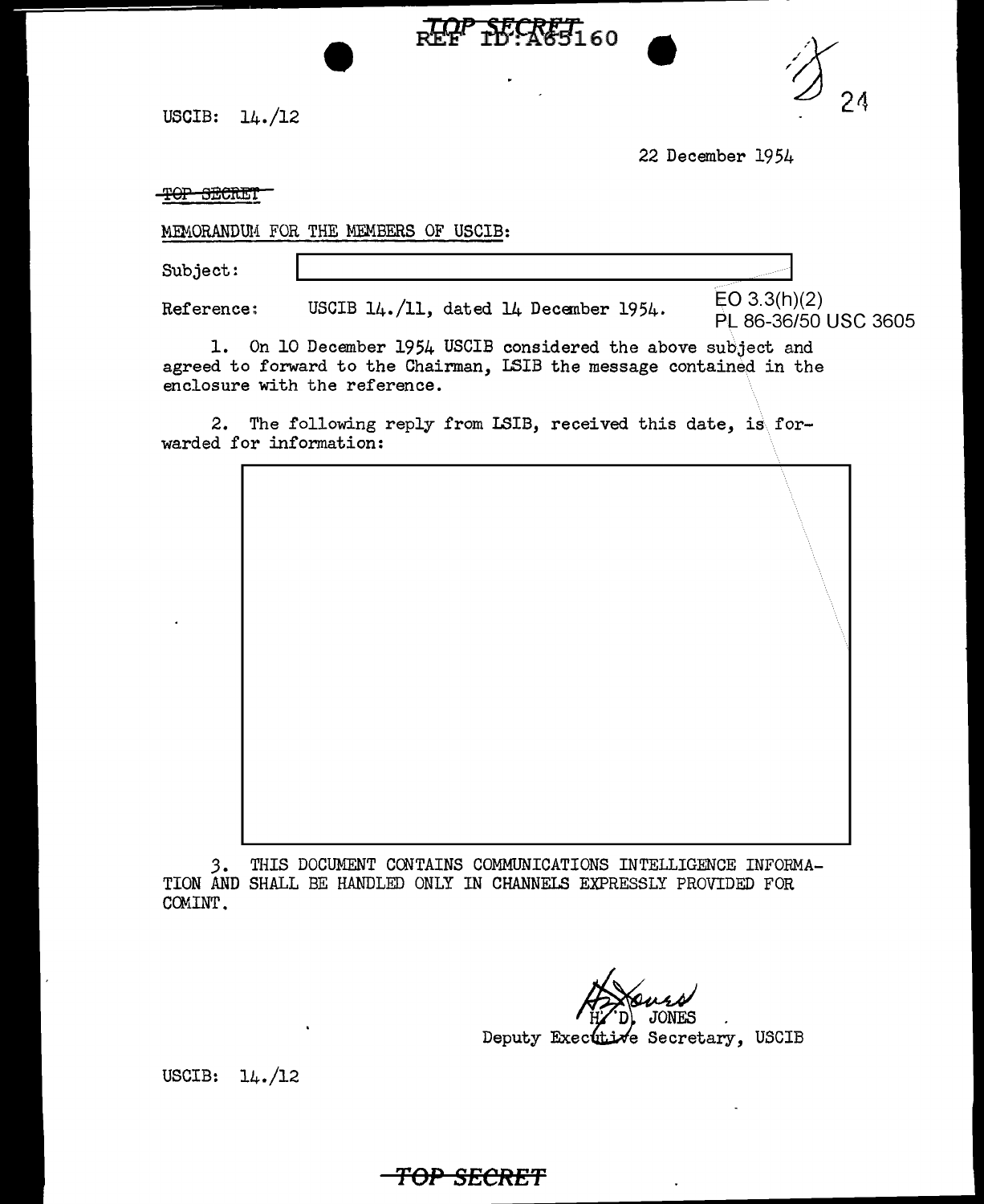USCIB: 14./12

22 December 1954

~~TOP SECRET~~

MEMORANDUM FOR THE MEMBERS OF USCIB:

Subject:

Reference: USCIB 14./11, dated 14 December 1954.

EO 3.3(h)(2)
PL 86-36/50 USC 3605

1. On 10 December 1954 USCIB considered the above subject and agreed to forward to the Chairman, LSIB the message contained in the enclosure with the reference.

2. The following reply from LSIB, received this date, is forwarded for information:

3. THIS DOCUMENT CONTAINS COMMUNICATIONS INTELLIGENCE INFORMATION AND SHALL BE HANDLED ONLY IN CHANNELS EXPRESSLY PROVIDED FOR COMINT.

H. D. JONES
Deputy Executive Secretary, USCIB

USCIB: 14./12

TOP SECRET